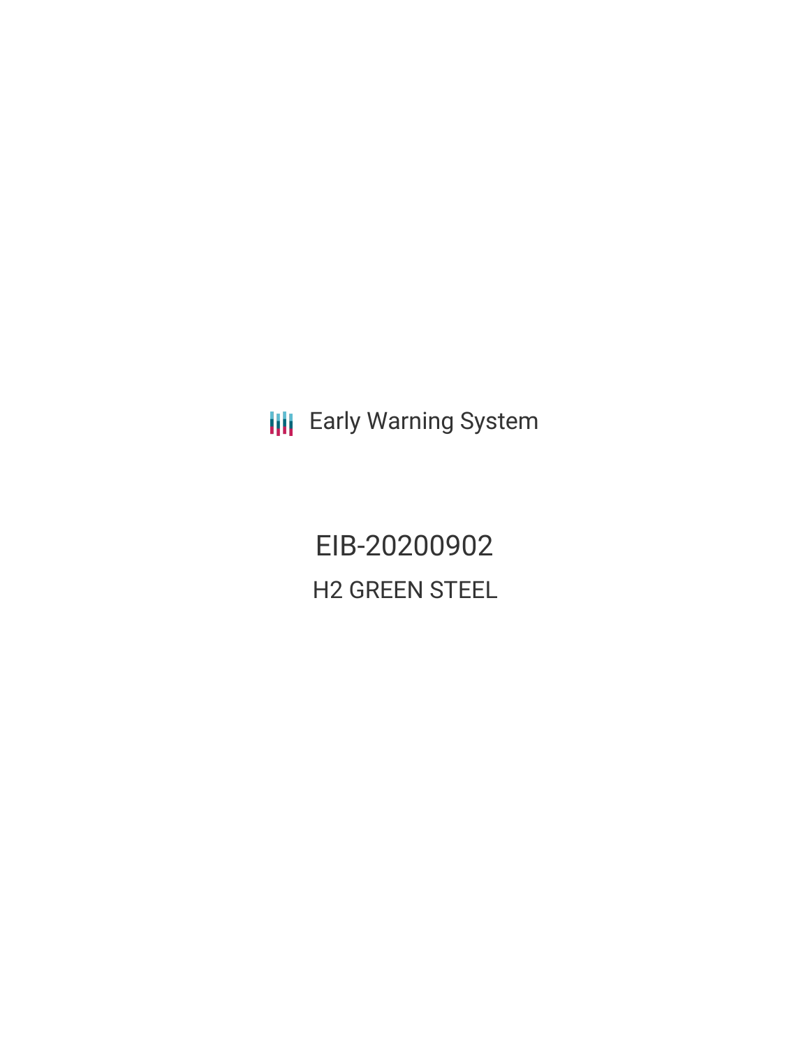Early Warning System

# EIB-20200902

## H2 GREEN STEEL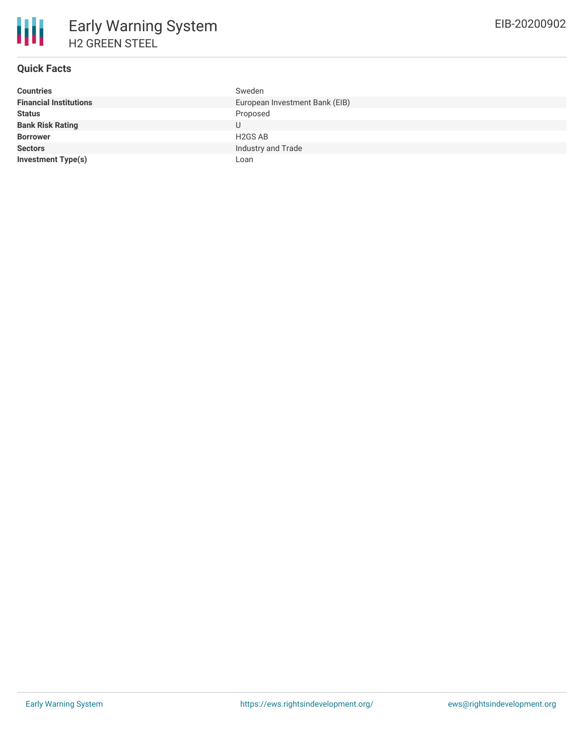## Quick Facts

| | |
|---|---|
| **Countries** | Sweden |
| **Financial Institutions** | European Investment Bank (EIB) |
| **Status** | Proposed |
| **Bank Risk Rating** | U |
| **Borrower** | H2GS AB |
| **Sectors** | Industry and Trade |
| **Investment Type(s)** | Loan |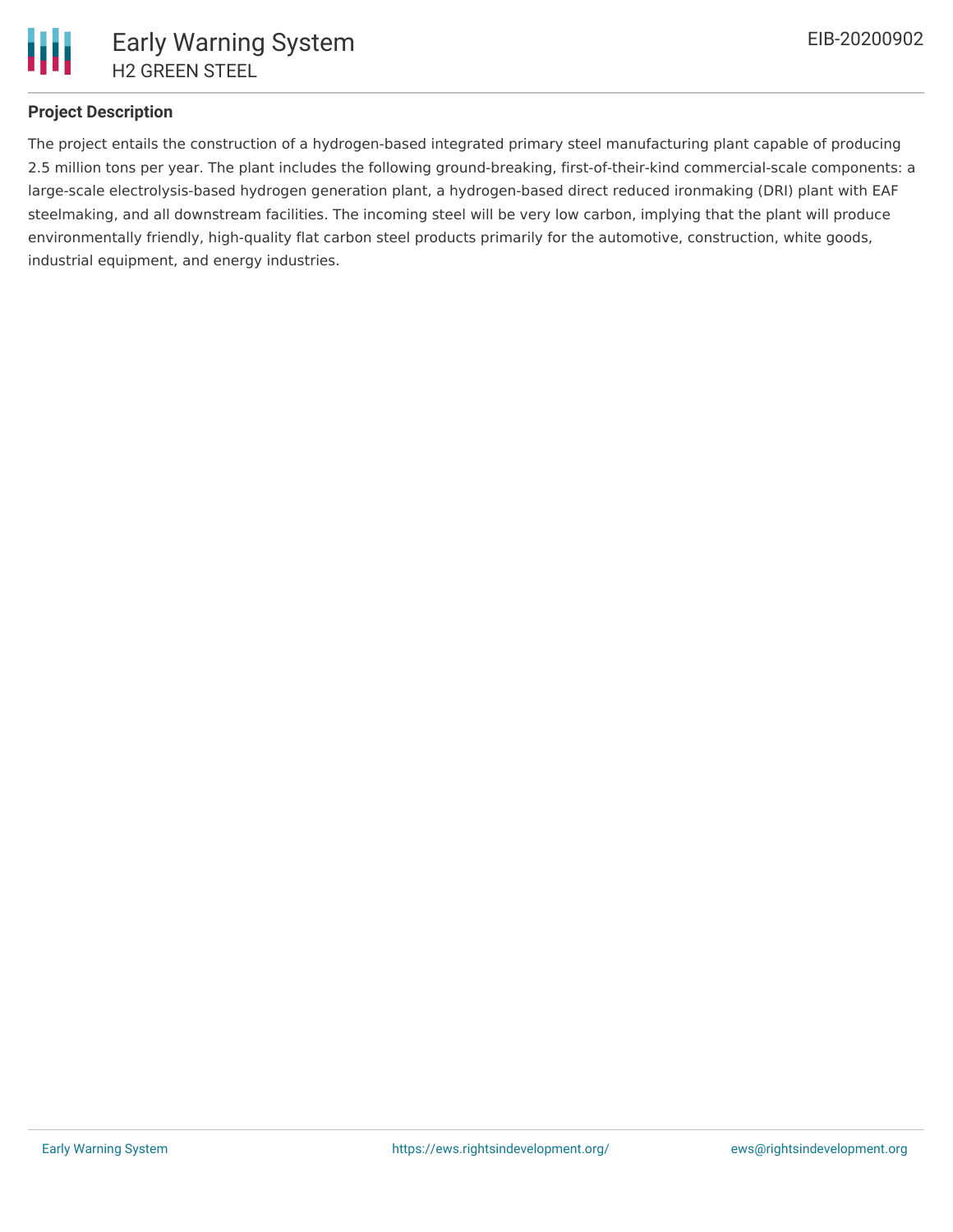### Project Description

The project entails the construction of a hydrogen-based integrated primary steel manufacturing plant capable of producing 2.5 million tons per year. The plant includes the following ground-breaking, first-of-their-kind commercial-scale components: a large-scale electrolysis-based hydrogen generation plant, a hydrogen-based direct reduced ironmaking (DRI) plant with EAF steelmaking, and all downstream facilities. The incoming steel will be very low carbon, implying that the plant will produce environmentally friendly, high-quality flat carbon steel products primarily for the automotive, construction, white goods, industrial equipment, and energy industries.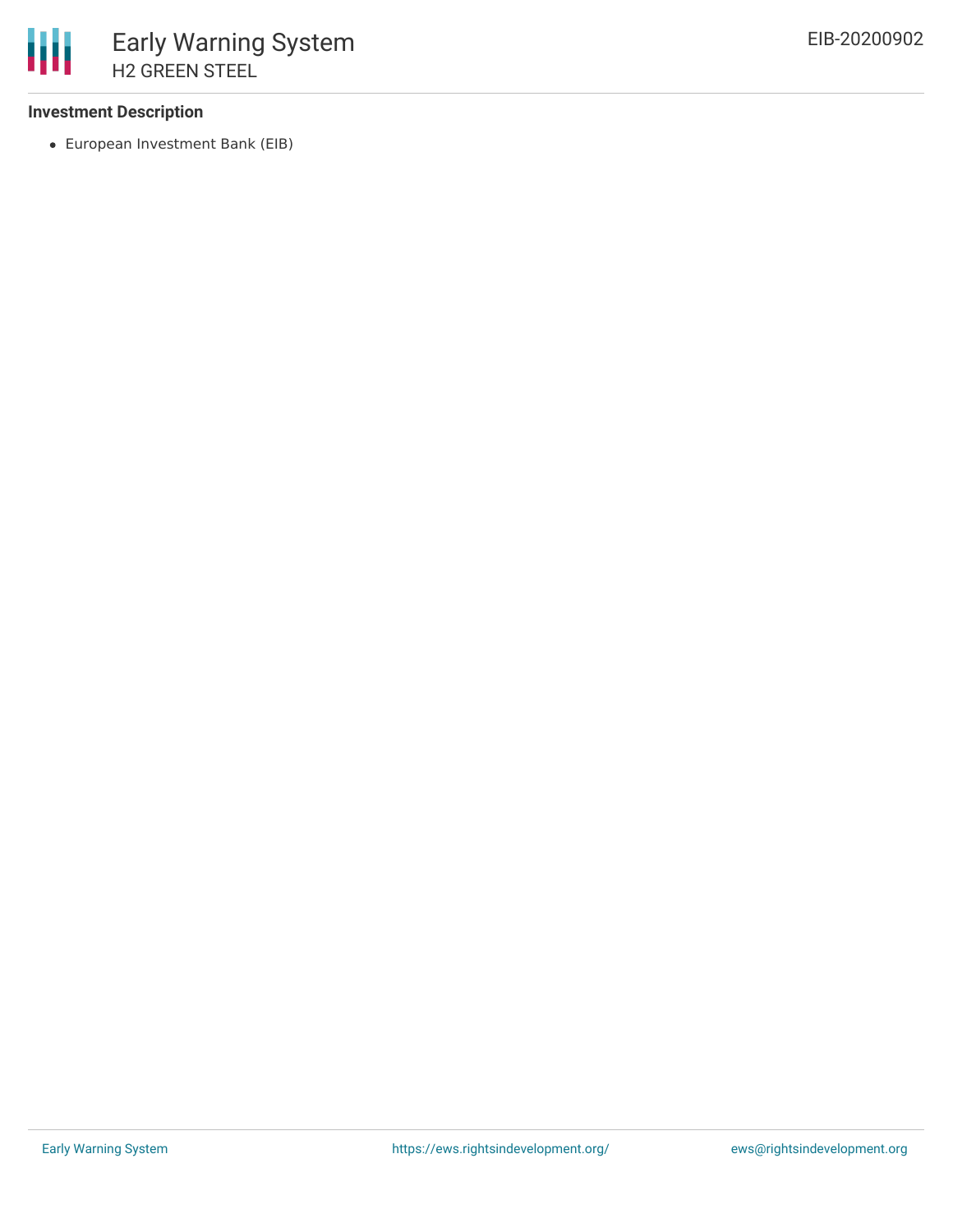**Investment Description**

- European Investment Bank (EIB)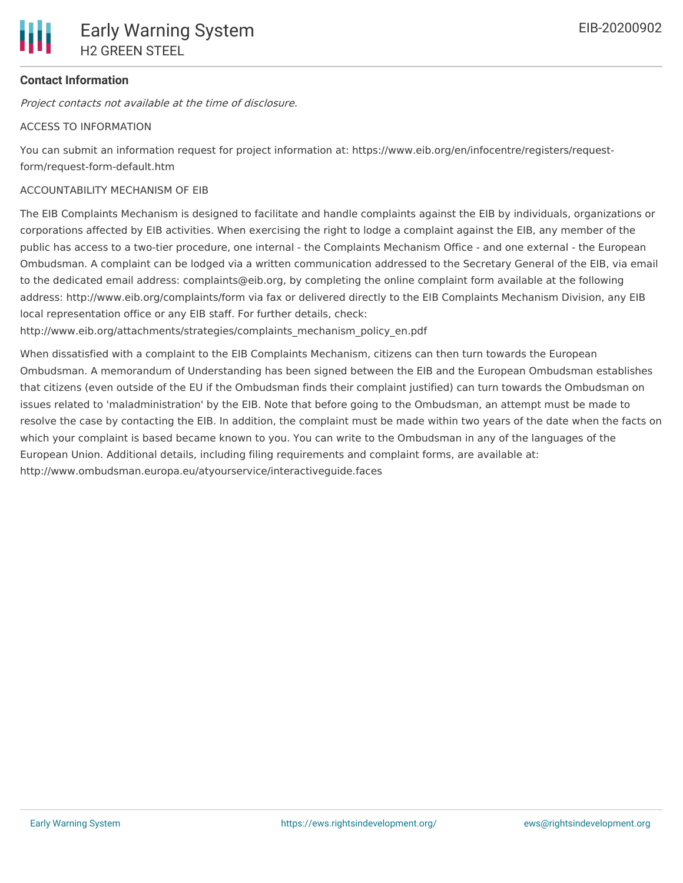**Contact Information**

*Project contacts not available at the time of disclosure.*

ACCESS TO INFORMATION

You can submit an information request for project information at: https://www.eib.org/en/infocentre/registers/request-form/request-form-default.htm

ACCOUNTABILITY MECHANISM OF EIB

The EIB Complaints Mechanism is designed to facilitate and handle complaints against the EIB by individuals, organizations or corporations affected by EIB activities. When exercising the right to lodge a complaint against the EIB, any member of the public has access to a two-tier procedure, one internal - the Complaints Mechanism Office - and one external - the European Ombudsman. A complaint can be lodged via a written communication addressed to the Secretary General of the EIB, via email to the dedicated email address: complaints@eib.org, by completing the online complaint form available at the following address: http://www.eib.org/complaints/form via fax or delivered directly to the EIB Complaints Mechanism Division, any EIB local representation office or any EIB staff. For further details, check: http://www.eib.org/attachments/strategies/complaints_mechanism_policy_en.pdf

When dissatisfied with a complaint to the EIB Complaints Mechanism, citizens can then turn towards the European Ombudsman. A memorandum of Understanding has been signed between the EIB and the European Ombudsman establishes that citizens (even outside of the EU if the Ombudsman finds their complaint justified) can turn towards the Ombudsman on issues related to 'maladministration' by the EIB. Note that before going to the Ombudsman, an attempt must be made to resolve the case by contacting the EIB. In addition, the complaint must be made within two years of the date when the facts on which your complaint is based became known to you. You can write to the Ombudsman in any of the languages of the European Union. Additional details, including filing requirements and complaint forms, are available at: http://www.ombudsman.europa.eu/atyourservice/interactiveguide.faces